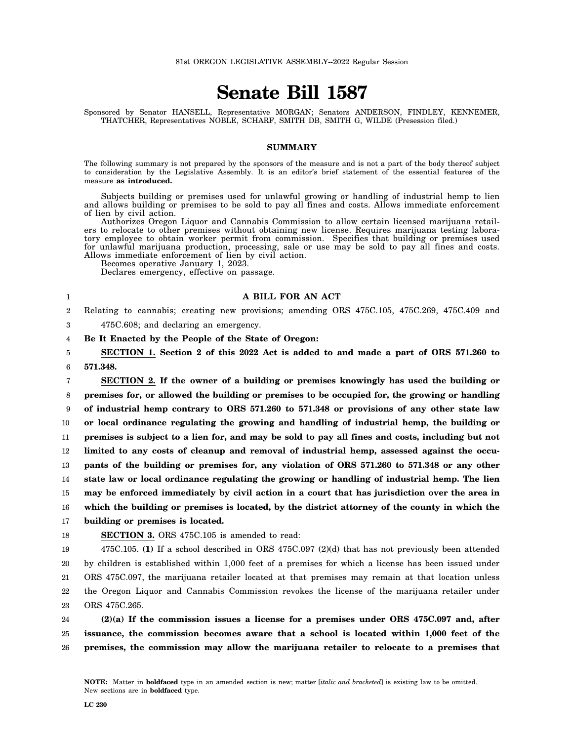81st OREGON LEGISLATIVE ASSEMBLY--2022 Regular Session

# Senate Bill 1587

Sponsored by Senator HANSELL, Representative MORGAN; Senators ANDERSON, FINDLEY, KENNEMER, THATCHER, Representatives NOBLE, SCHARF, SMITH DB, SMITH G, WILDE (Presession filed.)

## SUMMARY

The following summary is not prepared by the sponsors of the measure and is not a part of the body thereof subject to consideration by the Legislative Assembly. It is an editor's brief statement of the essential features of the measure **as introduced.**

Subjects building or premises used for unlawful growing or handling of industrial hemp to lien and allows building or premises to be sold to pay all fines and costs. Allows immediate enforcement of lien by civil action.

Authorizes Oregon Liquor and Cannabis Commission to allow certain licensed marijuana retailers to relocate to other premises without obtaining new license. Requires marijuana testing laboratory employee to obtain worker permit from commission. Specifies that building or premises used for unlawful marijuana production, processing, sale or use may be sold to pay all fines and costs. Allows immediate enforcement of lien by civil action.

Becomes operative January 1, 2023.

Declares emergency, effective on passage.

### A BILL FOR AN ACT

Relating to cannabis; creating new provisions; amending ORS 475C.105, 475C.269, 475C.409 and 475C.608; and declaring an emergency.

**Be It Enacted by the People of the State of Oregon:**

**SECTION 1. Section 2 of this 2022 Act is added to and made a part of ORS 571.260 to 571.348.**

**SECTION 2. If the owner of a building or premises knowingly has used the building or premises for, or allowed the building or premises to be occupied for, the growing or handling of industrial hemp contrary to ORS 571.260 to 571.348 or provisions of any other state law or local ordinance regulating the growing and handling of industrial hemp, the building or premises is subject to a lien for, and may be sold to pay all fines and costs, including but not limited to any costs of cleanup and removal of industrial hemp, assessed against the occupants of the building or premises for, any violation of ORS 571.260 to 571.348 or any other state law or local ordinance regulating the growing or handling of industrial hemp. The lien may be enforced immediately by civil action in a court that has jurisdiction over the area in which the building or premises is located, by the district attorney of the county in which the building or premises is located.**

**SECTION 3.** ORS 475C.105 is amended to read:

475C.105. **(1)** If a school described in ORS 475C.097 (2)(d) that has not previously been attended by children is established within 1,000 feet of a premises for which a license has been issued under ORS 475C.097, the marijuana retailer located at that premises may remain at that location unless the Oregon Liquor and Cannabis Commission revokes the license of the marijuana retailer under ORS 475C.265.

**(2)(a) If the commission issues a license for a premises under ORS 475C.097 and, after issuance, the commission becomes aware that a school is located within 1,000 feet of the premises, the commission may allow the marijuana retailer to relocate to a premises that**

**NOTE:** Matter in **boldfaced** type in an amended section is new; matter [*italic and bracketed*] is existing law to be omitted. New sections are in **boldfaced** type.

LC 230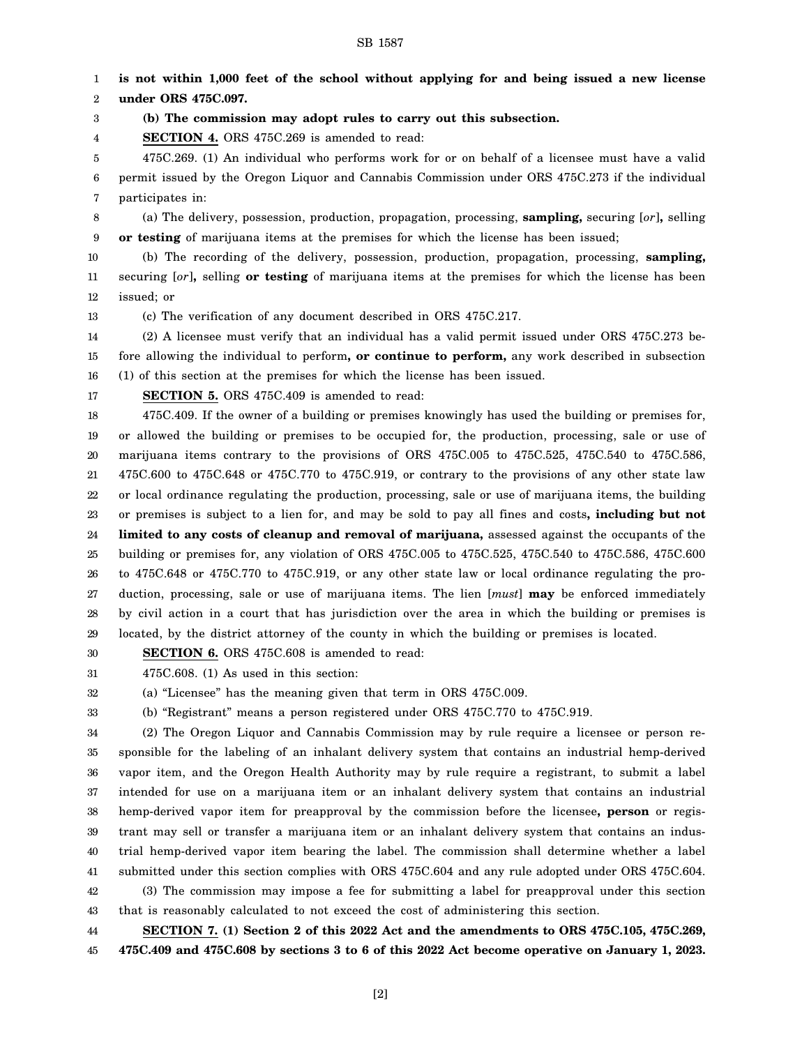**is not within 1,000 feet of the school without applying for and being issued a new license under ORS 475C.097.**

**(b) The commission may adopt rules to carry out this subsection.**

**SECTION 4.** ORS 475C.269 is amended to read:

475C.269. (1) An individual who performs work for or on behalf of a licensee must have a valid permit issued by the Oregon Liquor and Cannabis Commission under ORS 475C.273 if the individual participates in:

(a) The delivery, possession, production, propagation, processing, **sampling,** securing [*or*]**,** selling **or testing** of marijuana items at the premises for which the license has been issued;

(b) The recording of the delivery, possession, production, propagation, processing, **sampling,** securing [*or*]**,** selling **or testing** of marijuana items at the premises for which the license has been issued; or

(c) The verification of any document described in ORS 475C.217.

(2) A licensee must verify that an individual has a valid permit issued under ORS 475C.273 before allowing the individual to perform**, or continue to perform,** any work described in subsection (1) of this section at the premises for which the license has been issued.

**SECTION 5.** ORS 475C.409 is amended to read:

475C.409. If the owner of a building or premises knowingly has used the building or premises for, or allowed the building or premises to be occupied for, the production, processing, sale or use of marijuana items contrary to the provisions of ORS 475C.005 to 475C.525, 475C.540 to 475C.586, 475C.600 to 475C.648 or 475C.770 to 475C.919, or contrary to the provisions of any other state law or local ordinance regulating the production, processing, sale or use of marijuana items, the building or premises is subject to a lien for, and may be sold to pay all fines and costs**, including but not limited to any costs of cleanup and removal of marijuana,** assessed against the occupants of the building or premises for, any violation of ORS 475C.005 to 475C.525, 475C.540 to 475C.586, 475C.600 to 475C.648 or 475C.770 to 475C.919, or any other state law or local ordinance regulating the production, processing, sale or use of marijuana items. The lien [*must*] **may** be enforced immediately by civil action in a court that has jurisdiction over the area in which the building or premises is located, by the district attorney of the county in which the building or premises is located.

**SECTION 6.** ORS 475C.608 is amended to read:

475C.608. (1) As used in this section:

(a) "Licensee" has the meaning given that term in ORS 475C.009.

(b) "Registrant" means a person registered under ORS 475C.770 to 475C.919.

(2) The Oregon Liquor and Cannabis Commission may by rule require a licensee or person responsible for the labeling of an inhalant delivery system that contains an industrial hemp-derived vapor item, and the Oregon Health Authority may by rule require a registrant, to submit a label intended for use on a marijuana item or an inhalant delivery system that contains an industrial hemp-derived vapor item for preapproval by the commission before the licensee**, person** or registrant may sell or transfer a marijuana item or an inhalant delivery system that contains an industrial hemp-derived vapor item bearing the label. The commission shall determine whether a label submitted under this section complies with ORS 475C.604 and any rule adopted under ORS 475C.604.

(3) The commission may impose a fee for submitting a label for preapproval under this section that is reasonably calculated to not exceed the cost of administering this section.

**SECTION 7. (1) Section 2 of this 2022 Act and the amendments to ORS 475C.105, 475C.269, 475C.409 and 475C.608 by sections 3 to 6 of this 2022 Act become operative on January 1, 2023.**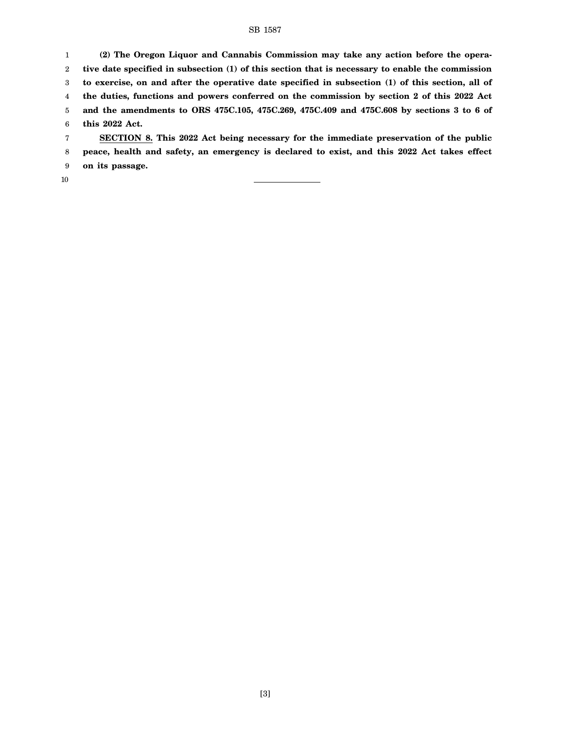**(2) The Oregon Liquor and Cannabis Commission may take any action before the operative date specified in subsection (1) of this section that is necessary to enable the commission to exercise, on and after the operative date specified in subsection (1) of this section, all of the duties, functions and powers conferred on the commission by section 2 of this 2022 Act and the amendments to ORS 475C.105, 475C.269, 475C.409 and 475C.608 by sections 3 to 6 of this 2022 Act.**

**SECTION 8. This 2022 Act being necessary for the immediate preservation of the public peace, health and safety, an emergency is declared to exist, and this 2022 Act takes effect on its passage.**